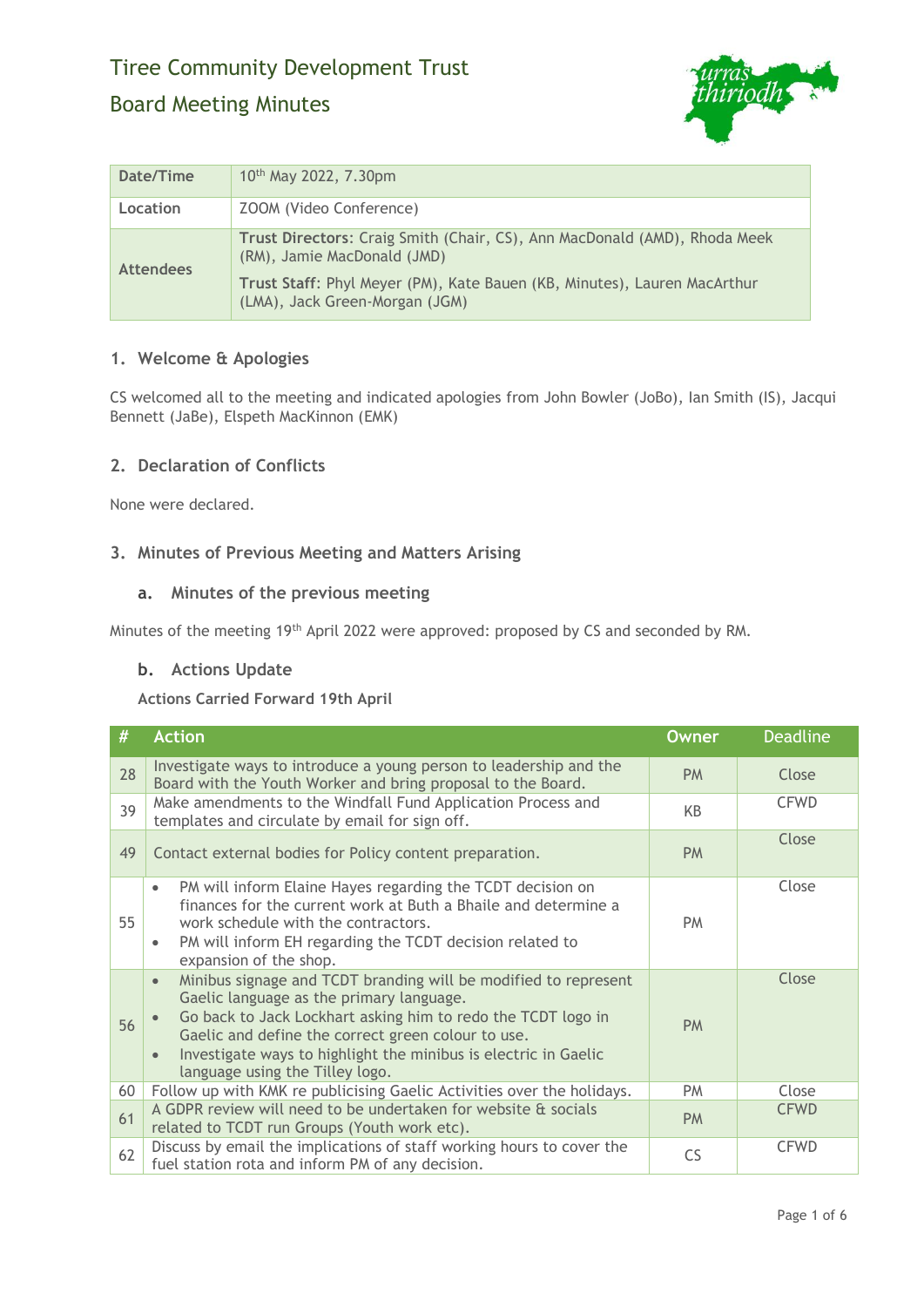# Tiree Community Development Trust

## Board Meeting Minutes

| Date/Time | 10th May 2022, 7.30pm |
|---|---|
| Location | ZOOM (Video Conference) |
| Attendees | **Trust Directors**: Craig Smith (Chair, CS), Ann MacDonald (AMD), Rhoda Meek (RM), Jamie MacDonald (JMD)<br>**Trust Staff**: Phyl Meyer (PM), Kate Bauen (KB, Minutes), Lauren MacArthur (LMA), Jack Green-Morgan (JGM) |

### 1. Welcome & Apologies

CS welcomed all to the meeting and indicated apologies from John Bowler (JoBo), Ian Smith (IS), Jacqui Bennett (JaBe), Elspeth MacKinnon (EMK)

### 2. Declaration of Conflicts

None were declared.

### 3. Minutes of Previous Meeting and Matters Arising

#### a. Minutes of the previous meeting

Minutes of the meeting 19th April 2022 were approved: proposed by CS and seconded by RM.

#### b. Actions Update

**Actions Carried Forward 19th April**

| # | Action | Owner | Deadline |
|---|---|---|---|
| 28 | Investigate ways to introduce a young person to leadership and the Board with the Youth Worker and bring proposal to the Board. | PM | Close |
| 39 | Make amendments to the Windfall Fund Application Process and templates and circulate by email for sign off. | KB | CFWD |
| 49 | Contact external bodies for Policy content preparation. | PM | Close |
| 55 | • PM will inform Elaine Hayes regarding the TCDT decision on finances for the current work at Buth a Bhaile and determine a work schedule with the contractors.<br>• PM will inform EH regarding the TCDT decision related to expansion of the shop. | PM | Close |
| 56 | • Minibus signage and TCDT branding will be modified to represent Gaelic language as the primary language.<br>• Go back to Jack Lockhart asking him to redo the TCDT logo in Gaelic and define the correct green colour to use.<br>• Investigate ways to highlight the minibus is electric in Gaelic language using the Tilley logo. | PM | Close |
| 60 | Follow up with KMK re publicising Gaelic Activities over the holidays. | PM | Close |
| 61 | A GDPR review will need to be undertaken for website & socials related to TCDT run Groups (Youth work etc). | PM | CFWD |
| 62 | Discuss by email the implications of staff working hours to cover the fuel station rota and inform PM of any decision. | CS | CFWD |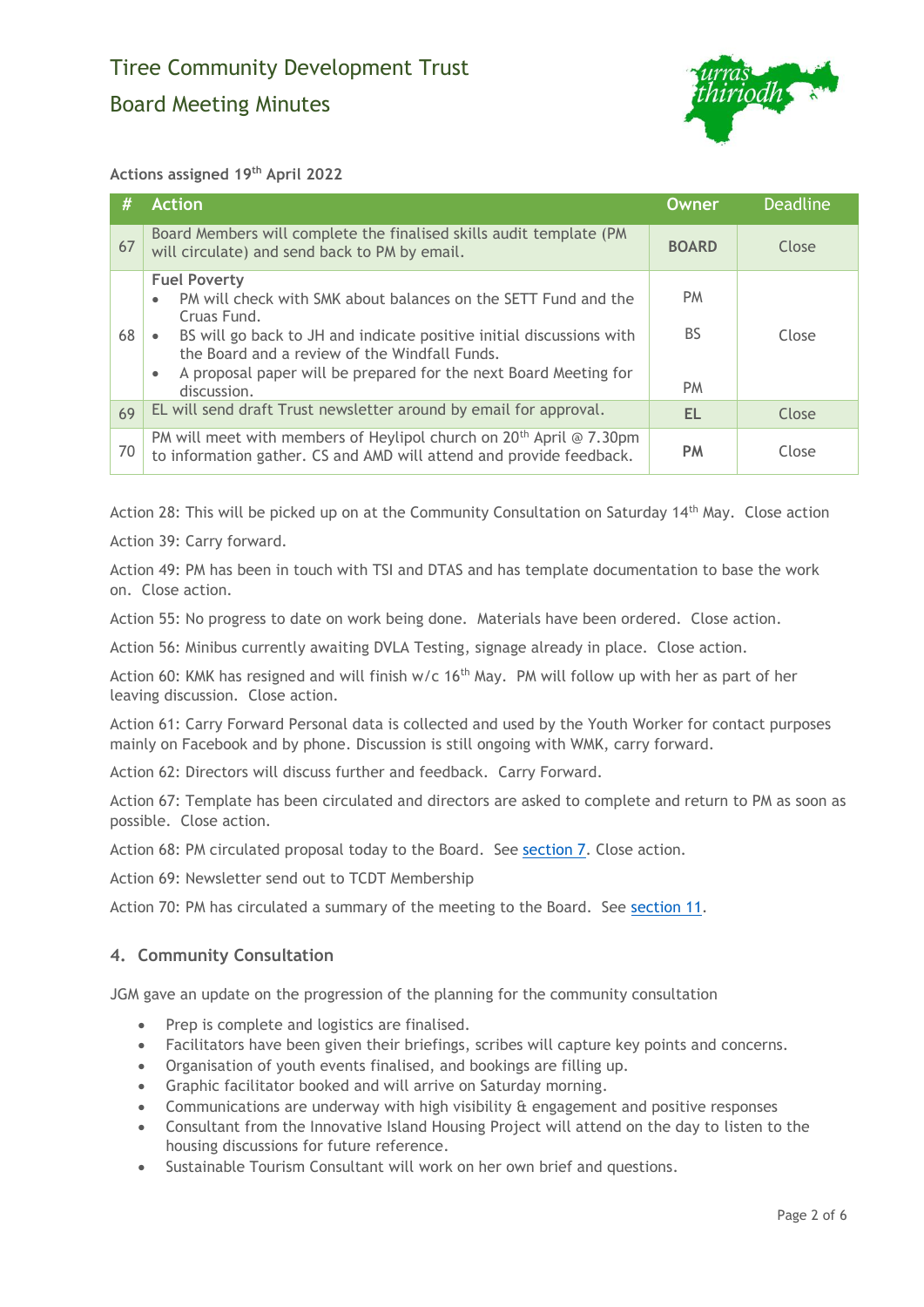Tiree Community Development Trust

Board Meeting Minutes

**Actions assigned 19th April 2022**

| # | Action | Owner | Deadline |
|---|---|---|---|
| 67 | Board Members will complete the finalised skills audit template (PM will circulate) and send back to PM by email. | **BOARD** | Close |
| 68 | **Fuel Poverty**<br>• PM will check with SMK about balances on the SETT Fund and the Cruas Fund.<br>• BS will go back to JH and indicate positive initial discussions with the Board and a review of the Windfall Funds.<br>• A proposal paper will be prepared for the next Board Meeting for discussion. | PM<br>BS<br>PM | Close |
| 69 | EL will send draft Trust newsletter around by email for approval. | **EL** | Close |
| 70 | PM will meet with members of Heylipol church on 20th April @ 7.30pm to information gather. CS and AMD will attend and provide feedback. | **PM** | Close |

Action 28: This will be picked up on at the Community Consultation on Saturday 14th May. Close action

Action 39: Carry forward.

Action 49: PM has been in touch with TSI and DTAS and has template documentation to base the work on. Close action.

Action 55: No progress to date on work being done. Materials have been ordered. Close action.

Action 56: Minibus currently awaiting DVLA Testing, signage already in place. Close action.

Action 60: KMK has resigned and will finish w/c 16th May. PM will follow up with her as part of her leaving discussion. Close action.

Action 61: Carry Forward Personal data is collected and used by the Youth Worker for contact purposes mainly on Facebook and by phone. Discussion is still ongoing with WMK, carry forward.

Action 62: Directors will discuss further and feedback. Carry Forward.

Action 67: Template has been circulated and directors are asked to complete and return to PM as soon as possible. Close action.

Action 68: PM circulated proposal today to the Board. See section 7. Close action.

Action 69: Newsletter send out to TCDT Membership

Action 70: PM has circulated a summary of the meeting to the Board. See section 11.

## 4. Community Consultation

JGM gave an update on the progression of the planning for the community consultation

- Prep is complete and logistics are finalised.
- Facilitators have been given their briefings, scribes will capture key points and concerns.
- Organisation of youth events finalised, and bookings are filling up.
- Graphic facilitator booked and will arrive on Saturday morning.
- Communications are underway with high visibility & engagement and positive responses
- Consultant from the Innovative Island Housing Project will attend on the day to listen to the housing discussions for future reference.
- Sustainable Tourism Consultant will work on her own brief and questions.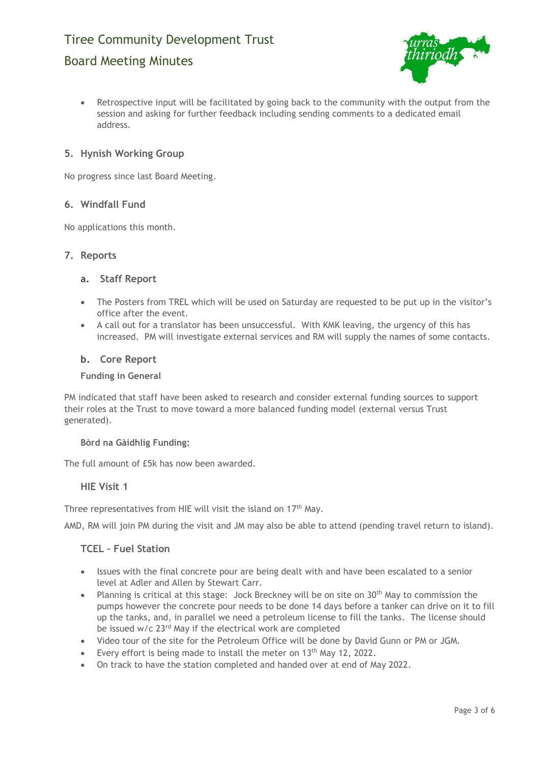- Retrospective input will be facilitated by going back to the community with the output from the session and asking for further feedback including sending comments to a dedicated email address.

## 5. Hynish Working Group

No progress since last Board Meeting.

## 6. Windfall Fund

No applications this month.

## 7. Reports

### a. Staff Report

- The Posters from TREL which will be used on Saturday are requested to be put up in the visitor's office after the event.
- A call out for a translator has been unsuccessful. With KMK leaving, the urgency of this has increased. PM will investigate external services and RM will supply the names of some contacts.

### b. Core Report

**Funding in General**

PM indicated that staff have been asked to research and consider external funding sources to support their roles at the Trust to move toward a more balanced funding model (external versus Trust generated).

**Bòrd na Gàidhlig Funding:**

The full amount of £5k has now been awarded.

**HIE Visit 1**

Three representatives from HIE will visit the island on 17th May.

AMD, RM will join PM during the visit and JM may also be able to attend (pending travel return to island).

**TCEL – Fuel Station**

- Issues with the final concrete pour are being dealt with and have been escalated to a senior level at Adler and Allen by Stewart Carr.
- Planning is critical at this stage: Jock Breckney will be on site on 30th May to commission the pumps however the concrete pour needs to be done 14 days before a tanker can drive on it to fill up the tanks, and, in parallel we need a petroleum license to fill the tanks. The license should be issued w/c 23rd May if the electrical work are completed
- Video tour of the site for the Petroleum Office will be done by David Gunn or PM or JGM.
- Every effort is being made to install the meter on 13th May 12, 2022.
- On track to have the station completed and handed over at end of May 2022.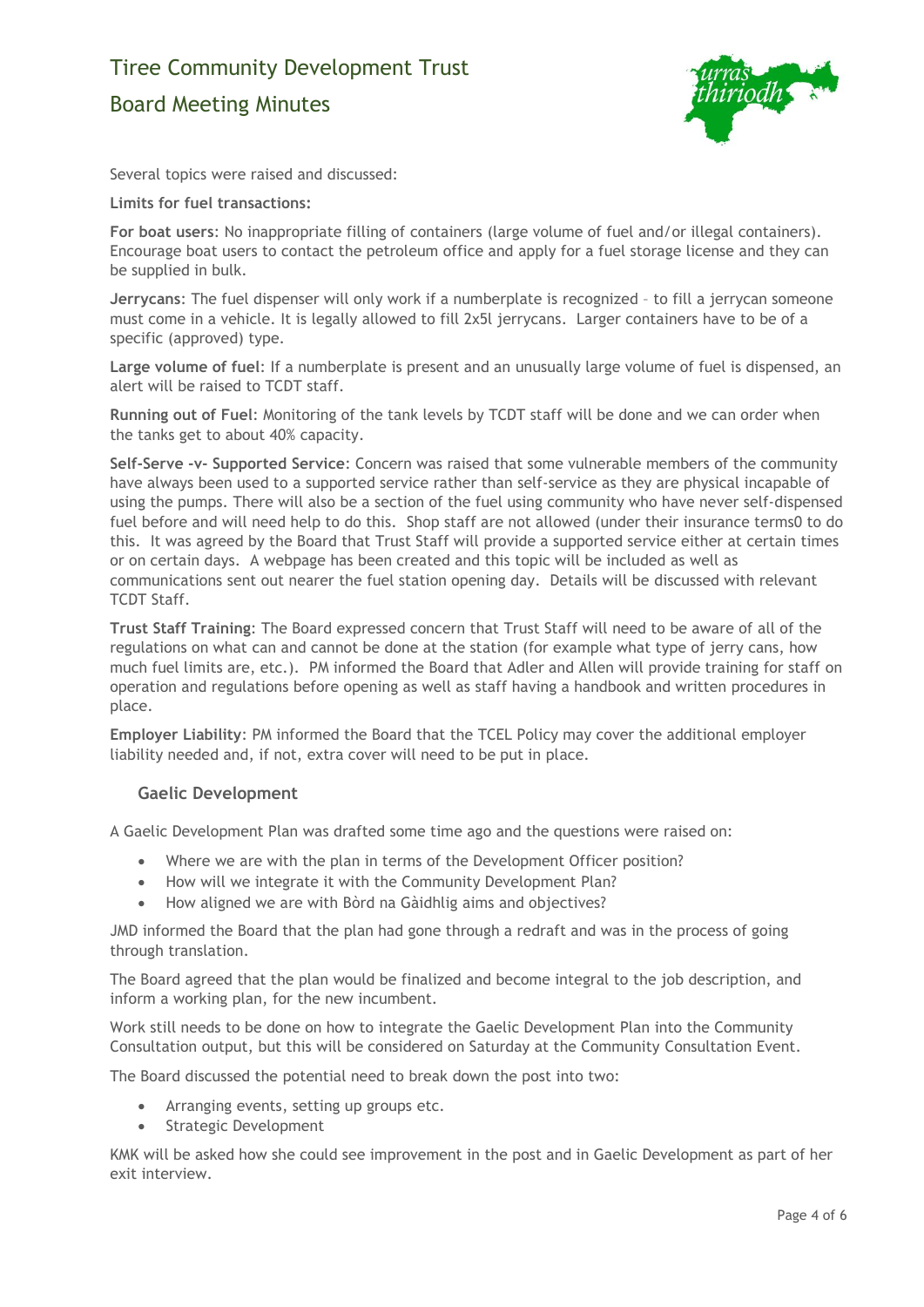Several topics were raised and discussed:

**Limits for fuel transactions:**

**For boat users**: No inappropriate filling of containers (large volume of fuel and/or illegal containers). Encourage boat users to contact the petroleum office and apply for a fuel storage license and they can be supplied in bulk.

**Jerrycans**: The fuel dispenser will only work if a numberplate is recognized – to fill a jerrycan someone must come in a vehicle. It is legally allowed to fill 2x5l jerrycans. Larger containers have to be of a specific (approved) type.

**Large volume of fuel**: If a numberplate is present and an unusually large volume of fuel is dispensed, an alert will be raised to TCDT staff.

**Running out of Fuel**: Monitoring of the tank levels by TCDT staff will be done and we can order when the tanks get to about 40% capacity.

**Self-Serve -v- Supported Service**: Concern was raised that some vulnerable members of the community have always been used to a supported service rather than self-service as they are physical incapable of using the pumps. There will also be a section of the fuel using community who have never self-dispensed fuel before and will need help to do this. Shop staff are not allowed (under their insurance terms0 to do this. It was agreed by the Board that Trust Staff will provide a supported service either at certain times or on certain days. A webpage has been created and this topic will be included as well as communications sent out nearer the fuel station opening day. Details will be discussed with relevant TCDT Staff.

**Trust Staff Training**: The Board expressed concern that Trust Staff will need to be aware of all of the regulations on what can and cannot be done at the station (for example what type of jerry cans, how much fuel limits are, etc.). PM informed the Board that Adler and Allen will provide training for staff on operation and regulations before opening as well as staff having a handbook and written procedures in place.

**Employer Liability**: PM informed the Board that the TCEL Policy may cover the additional employer liability needed and, if not, extra cover will need to be put in place.

### Gaelic Development

A Gaelic Development Plan was drafted some time ago and the questions were raised on:

- Where we are with the plan in terms of the Development Officer position?
- How will we integrate it with the Community Development Plan?
- How aligned we are with Bòrd na Gàidhlig aims and objectives?

JMD informed the Board that the plan had gone through a redraft and was in the process of going through translation.

The Board agreed that the plan would be finalized and become integral to the job description, and inform a working plan, for the new incumbent.

Work still needs to be done on how to integrate the Gaelic Development Plan into the Community Consultation output, but this will be considered on Saturday at the Community Consultation Event.

The Board discussed the potential need to break down the post into two:

- Arranging events, setting up groups etc.
- Strategic Development

KMK will be asked how she could see improvement in the post and in Gaelic Development as part of her exit interview.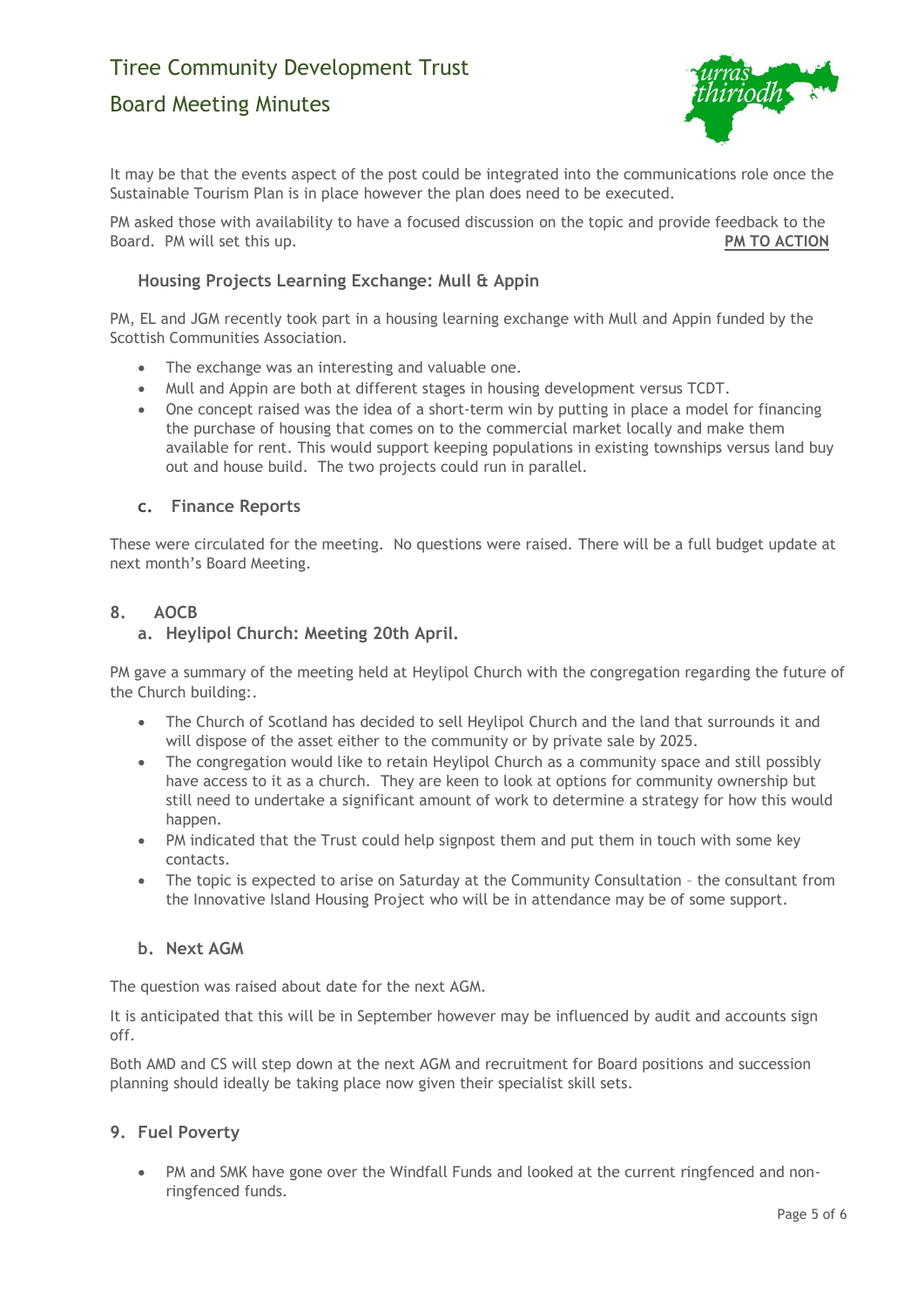It may be that the events aspect of the post could be integrated into the communications role once the Sustainable Tourism Plan is in place however the plan does need to be executed.

PM asked those with availability to have a focused discussion on the topic and provide feedback to the Board. PM will set this up. **PM TO ACTION**

### Housing Projects Learning Exchange: Mull & Appin

PM, EL and JGM recently took part in a housing learning exchange with Mull and Appin funded by the Scottish Communities Association.

- The exchange was an interesting and valuable one.
- Mull and Appin are both at different stages in housing development versus TCDT.
- One concept raised was the idea of a short-term win by putting in place a model for financing the purchase of housing that comes on to the commercial market locally and make them available for rent. This would support keeping populations in existing townships versus land buy out and house build. The two projects could run in parallel.

### c. Finance Reports

These were circulated for the meeting. No questions were raised. There will be a full budget update at next month's Board Meeting.

## 8. AOCB

### a. Heylipol Church: Meeting 20th April.

PM gave a summary of the meeting held at Heylipol Church with the congregation regarding the future of the Church building:.

- The Church of Scotland has decided to sell Heylipol Church and the land that surrounds it and will dispose of the asset either to the community or by private sale by 2025.
- The congregation would like to retain Heylipol Church as a community space and still possibly have access to it as a church. They are keen to look at options for community ownership but still need to undertake a significant amount of work to determine a strategy for how this would happen.
- PM indicated that the Trust could help signpost them and put them in touch with some key contacts.
- The topic is expected to arise on Saturday at the Community Consultation – the consultant from the Innovative Island Housing Project who will be in attendance may be of some support.

### b. Next AGM

The question was raised about date for the next AGM.

It is anticipated that this will be in September however may be influenced by audit and accounts sign off.

Both AMD and CS will step down at the next AGM and recruitment for Board positions and succession planning should ideally be taking place now given their specialist skill sets.

## 9. Fuel Poverty

- PM and SMK have gone over the Windfall Funds and looked at the current ringfenced and non-ringfenced funds.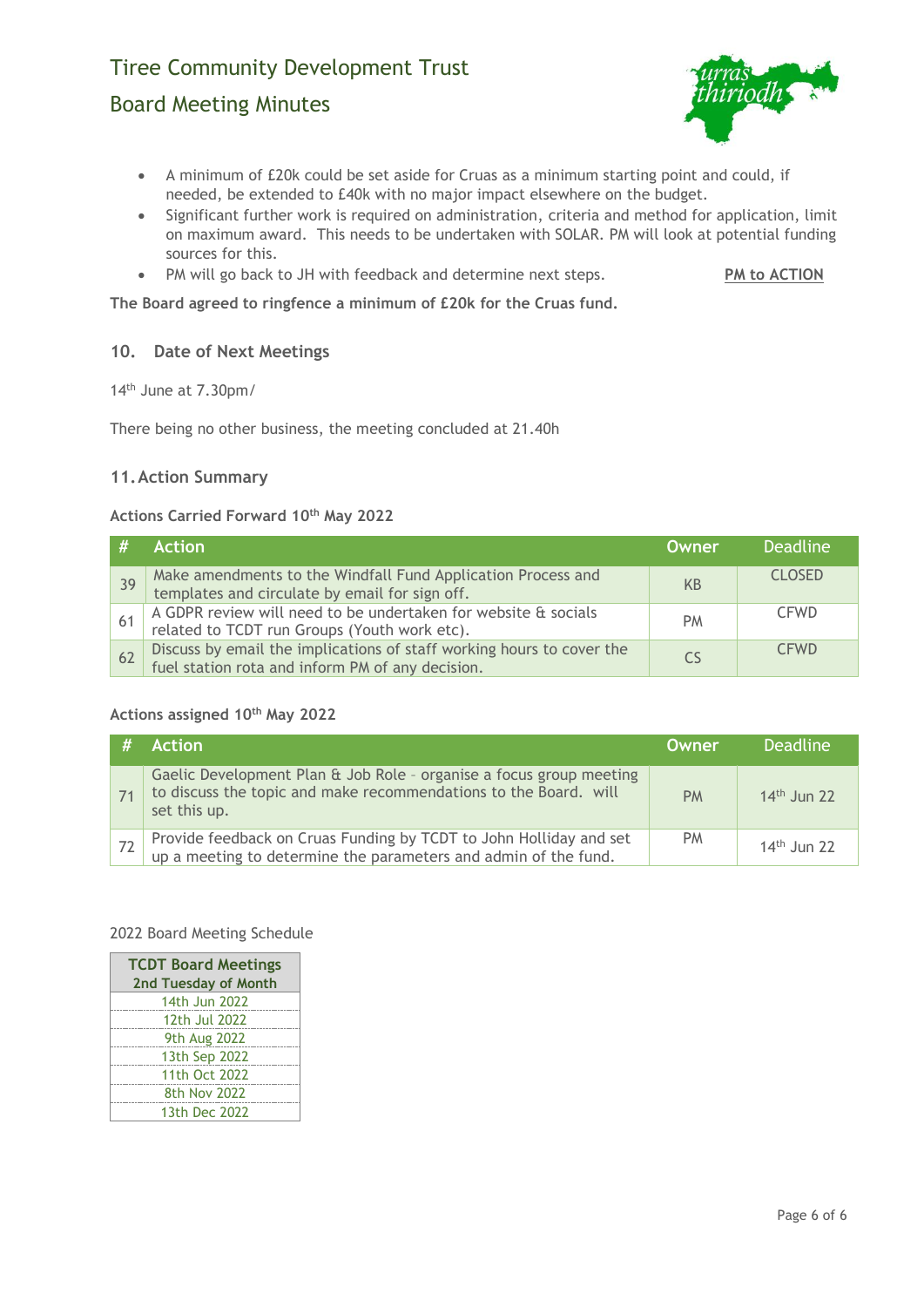- A minimum of £20k could be set aside for Cruas as a minimum starting point and could, if needed, be extended to £40k with no major impact elsewhere on the budget.
- Significant further work is required on administration, criteria and method for application, limit on maximum award. This needs to be undertaken with SOLAR. PM will look at potential funding sources for this.
- PM will go back to JH with feedback and determine next steps. **PM to ACTION**

**The Board agreed to ringfence a minimum of £20k for the Cruas fund.**

## 10. Date of Next Meetings

14th June at 7.30pm/

There being no other business, the meeting concluded at 21.40h

## 11. Action Summary

### Actions Carried Forward 10th May 2022

| # | Action | Owner | Deadline |
|---|---|---|---|
| 39 | Make amendments to the Windfall Fund Application Process and templates and circulate by email for sign off. | KB | CLOSED |
| 61 | A GDPR review will need to be undertaken for website & socials related to TCDT run Groups (Youth work etc). | PM | CFWD |
| 62 | Discuss by email the implications of staff working hours to cover the fuel station rota and inform PM of any decision. | CS | CFWD |

### Actions assigned 10th May 2022

| # | Action | Owner | Deadline |
|---|---|---|---|
| 71 | Gaelic Development Plan & Job Role - organise a focus group meeting to discuss the topic and make recommendations to the Board. will set this up. | PM | 14th Jun 22 |
| 72 | Provide feedback on Cruas Funding by TCDT to John Holliday and set up a meeting to determine the parameters and admin of the fund. | PM | 14th Jun 22 |

2022 Board Meeting Schedule

| TCDT Board Meetings 2nd Tuesday of Month |
|---|
| 14th Jun 2022 |
| 12th Jul 2022 |
| 9th Aug 2022 |
| 13th Sep 2022 |
| 11th Oct 2022 |
| 8th Nov 2022 |
| 13th Dec 2022 |